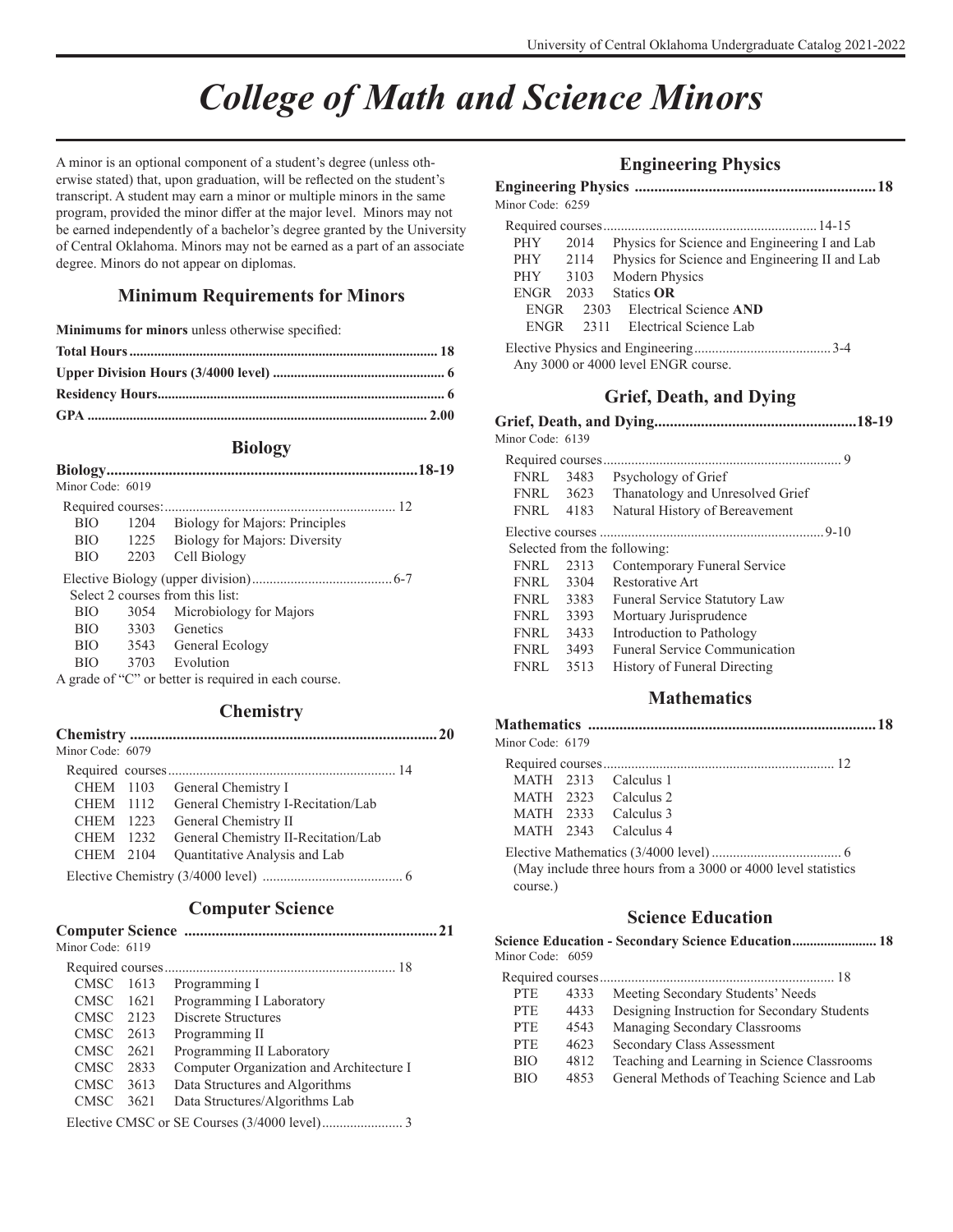# College of Math and Science Minors

A minor is an optional component of a student's degree (unless otherwise stated) that, upon graduation, will be reflected on the student's transcript. A student may earn a minor or multiple minors in the same program, provided the minor differ at the major level. Minors may not be earned independently of a bachelor's degree granted by the University of Central Oklahoma. Minors may not be earned as a part of an associate degree. Minors do not appear on diplomas.

## Minimum Requirements for Minors

**Minimums for minors** unless otherwise specified:

**Total Hours ... 18**

**Upper Division Hours (3/4000 level) ... 6**

**Residency Hours ... 6**

**GPA ... 2.00**

## Biology

**Biology ... 18-19**

Minor Code: 6019

Required courses: ... 12

| | | |
|---|---|---|
| BIO | 1204 | Biology for Majors: Principles |
| BIO | 1225 | Biology for Majors: Diversity |
| BIO | 2203 | Cell Biology |

Elective Biology (upper division) ... 6-7

Select 2 courses from this list:

| | | |
|---|---|---|
| BIO | 3054 | Microbiology for Majors |
| BIO | 3303 | Genetics |
| BIO | 3543 | General Ecology |
| BIO | 3703 | Evolution |

A grade of "C" or better is required in each course.

## Chemistry

**Chemistry ... 20**

Minor Code: 6079

Required courses ... 14

| | | |
|---|---|---|
| CHEM | 1103 | General Chemistry I |
| CHEM | 1112 | General Chemistry I-Recitation/Lab |
| CHEM | 1223 | General Chemistry II |
| CHEM | 1232 | General Chemistry II-Recitation/Lab |
| CHEM | 2104 | Quantitative Analysis and Lab |

Elective Chemistry (3/4000 level) ... 6

## Computer Science

**Computer Science ... 21**

Minor Code: 6119

Required courses ... 18

| | | |
|---|---|---|
| CMSC | 1613 | Programming I |
| CMSC | 1621 | Programming I Laboratory |
| CMSC | 2123 | Discrete Structures |
| CMSC | 2613 | Programming II |
| CMSC | 2621 | Programming II Laboratory |
| CMSC | 2833 | Computer Organization and Architecture I |
| CMSC | 3613 | Data Structures and Algorithms |
| CMSC | 3621 | Data Structures/Algorithms Lab |

Elective CMSC or SE Courses (3/4000 level) ... 3

## Engineering Physics

**Engineering Physics ... 18**

Minor Code: 6259

Required courses ... 14-15

| | | |
|---|---|---|
| PHY | 2014 | Physics for Science and Engineering I and Lab |
| PHY | 2114 | Physics for Science and Engineering II and Lab |
| PHY | 3103 | Modern Physics |
| ENGR | 2033 | Statics **OR** |
| ENGR | 2303 | Electrical Science **AND** |
| ENGR | 2311 | Electrical Science Lab |

Elective Physics and Engineering ... 3-4

Any 3000 or 4000 level ENGR course.

## Grief, Death, and Dying

**Grief, Death, and Dying ... 18-19**

Minor Code: 6139

Required courses ... 9

| | | |
|---|---|---|
| FNRL | 3483 | Psychology of Grief |
| FNRL | 3623 | Thanatology and Unresolved Grief |
| FNRL | 4183 | Natural History of Bereavement |

Elective courses ... 9-10

Selected from the following:

| | | |
|---|---|---|
| FNRL | 2313 | Contemporary Funeral Service |
| FNRL | 3304 | Restorative Art |
| FNRL | 3383 | Funeral Service Statutory Law |
| FNRL | 3393 | Mortuary Jurisprudence |
| FNRL | 3433 | Introduction to Pathology |
| FNRL | 3493 | Funeral Service Communication |
| FNRL | 3513 | History of Funeral Directing |

## Mathematics

**Mathematics ... 18**

Minor Code: 6179

Required courses ... 12

| | | |
|---|---|---|
| MATH | 2313 | Calculus 1 |
| MATH | 2323 | Calculus 2 |
| MATH | 2333 | Calculus 3 |
| MATH | 2343 | Calculus 4 |

Elective Mathematics (3/4000 level) ... 6

(May include three hours from a 3000 or 4000 level statistics course.)

## Science Education

**Science Education - Secondary Science Education ... 18**

Minor Code: 6059

Required courses ... 18

| | | |
|---|---|---|
| PTE | 4333 | Meeting Secondary Students' Needs |
| PTE | 4433 | Designing Instruction for Secondary Students |
| PTE | 4543 | Managing Secondary Classrooms |
| PTE | 4623 | Secondary Class Assessment |
| BIO | 4812 | Teaching and Learning in Science Classrooms |
| BIO | 4853 | General Methods of Teaching Science and Lab |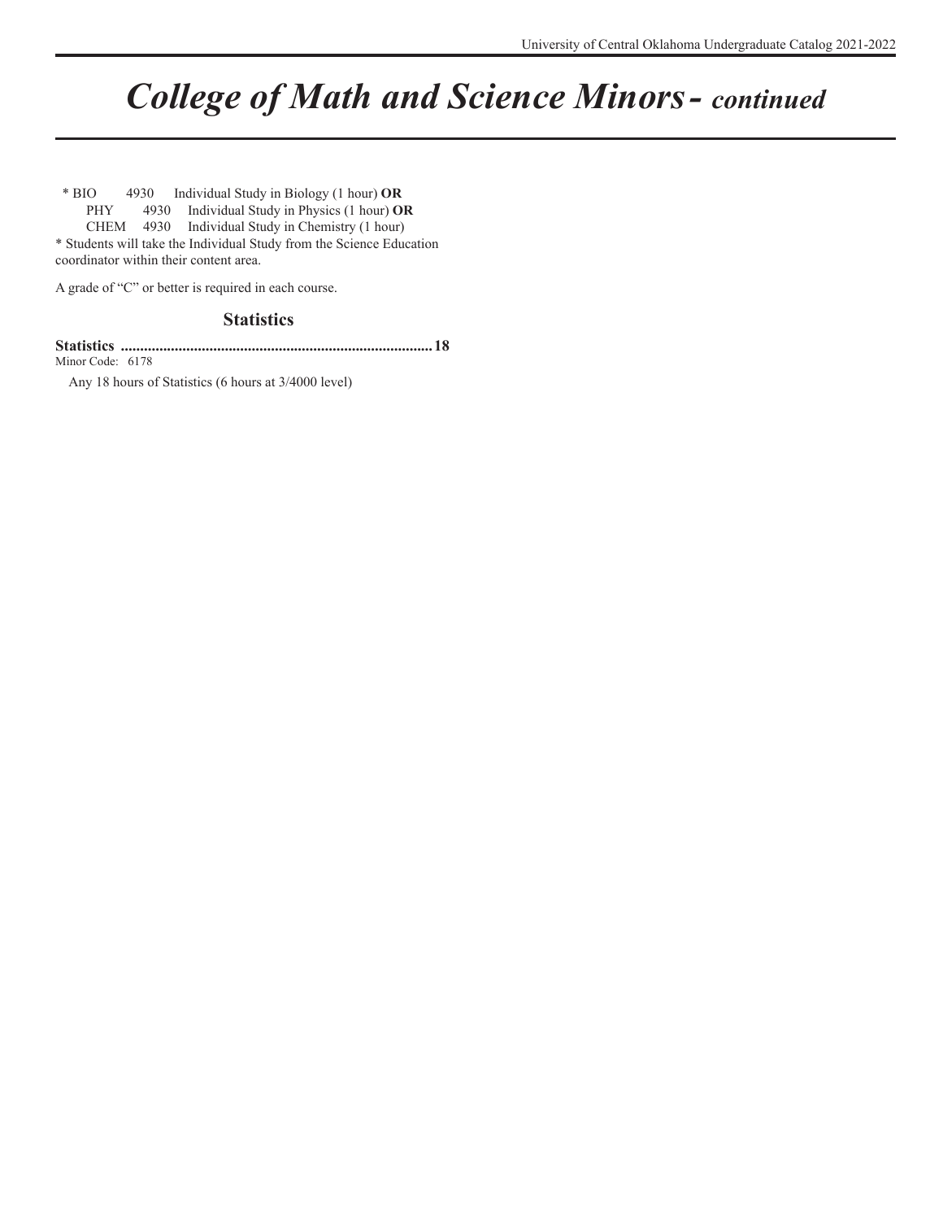# *College of Math and Science Minors - continued*

| | | |
|---|---|---|
| * BIO | 4930 | Individual Study in Biology (1 hour) **OR** |
| PHY | 4930 | Individual Study in Physics (1 hour) **OR** |
| CHEM | 4930 | Individual Study in Chemistry (1 hour) |

* Students will take the Individual Study from the Science Education coordinator within their content area.

A grade of "C" or better is required in each course.

## Statistics

**Statistics ................................................................................ 18**
Minor Code: 6178

Any 18 hours of Statistics (6 hours at 3/4000 level)